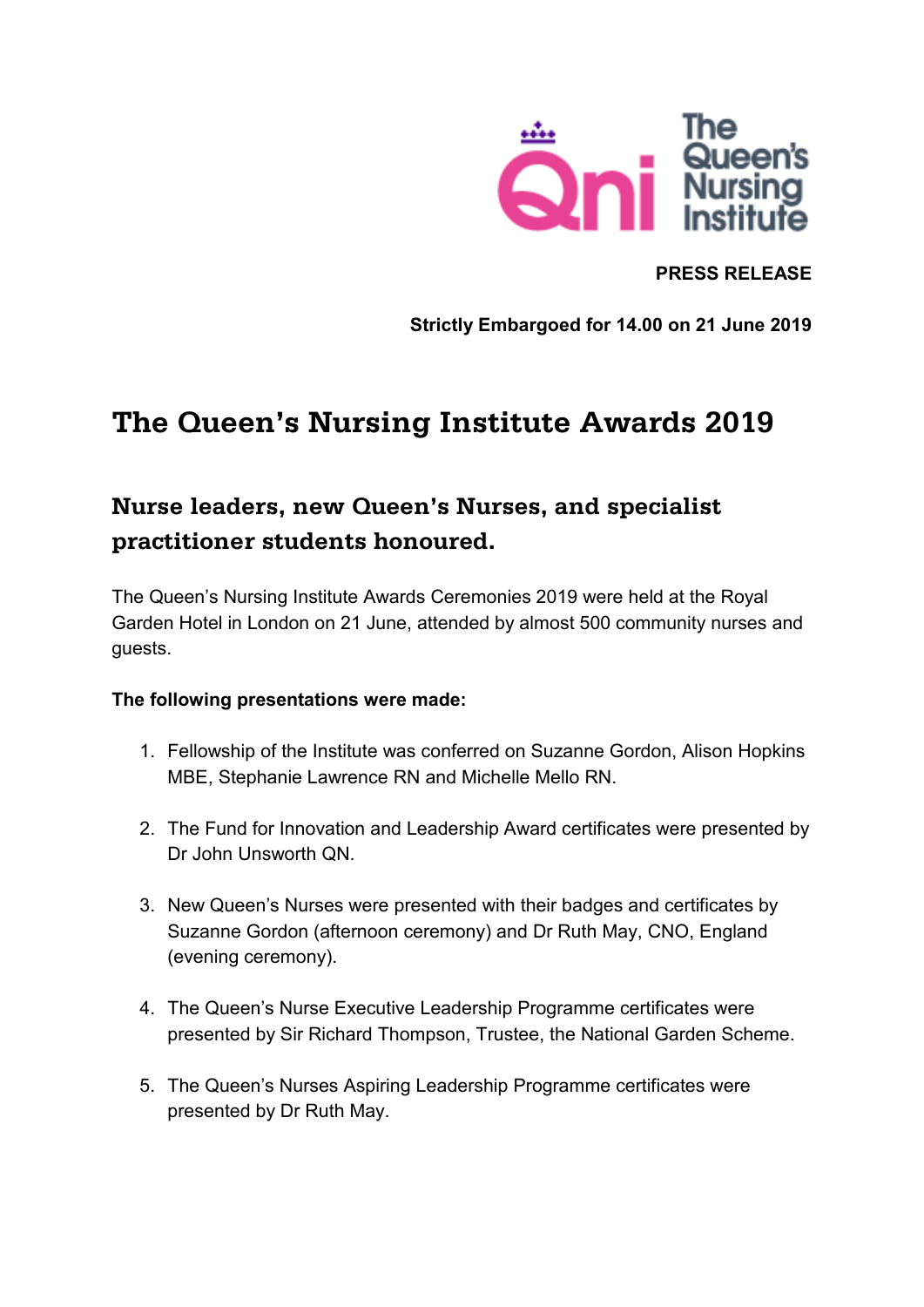**PRESS RELEASE**

**Strictly Embargoed for 14.00 on 21 June 2019**

# The Queen's Nursing Institute Awards 2019

## Nurse leaders, new Queen's Nurses, and specialist practitioner students honoured.

The Queen's Nursing Institute Awards Ceremonies 2019 were held at the Royal Garden Hotel in London on 21 June, attended by almost 500 community nurses and guests.

**The following presentations were made:**

1. Fellowship of the Institute was conferred on Suzanne Gordon, Alison Hopkins MBE, Stephanie Lawrence RN and Michelle Mello RN.

2. The Fund for Innovation and Leadership Award certificates were presented by Dr John Unsworth QN.

3. New Queen's Nurses were presented with their badges and certificates by Suzanne Gordon (afternoon ceremony) and Dr Ruth May, CNO, England (evening ceremony).

4. The Queen's Nurse Executive Leadership Programme certificates were presented by Sir Richard Thompson, Trustee, the National Garden Scheme.

5. The Queen's Nurses Aspiring Leadership Programme certificates were presented by Dr Ruth May.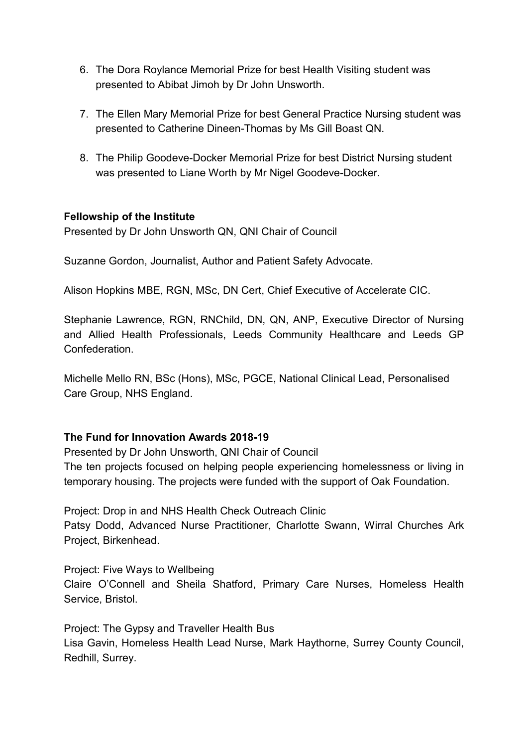6. The Dora Roylance Memorial Prize for best Health Visiting student was presented to Abibat Jimoh by Dr John Unsworth.

7. The Ellen Mary Memorial Prize for best General Practice Nursing student was presented to Catherine Dineen-Thomas by Ms Gill Boast QN.

8. The Philip Goodeve-Docker Memorial Prize for best District Nursing student was presented to Liane Worth by Mr Nigel Goodeve-Docker.

**Fellowship of the Institute**

Presented by Dr John Unsworth QN, QNI Chair of Council

Suzanne Gordon, Journalist, Author and Patient Safety Advocate.

Alison Hopkins MBE, RGN, MSc, DN Cert, Chief Executive of Accelerate CIC.

Stephanie Lawrence, RGN, RNChild, DN, QN, ANP, Executive Director of Nursing and Allied Health Professionals, Leeds Community Healthcare and Leeds GP Confederation.

Michelle Mello RN, BSc (Hons), MSc, PGCE, National Clinical Lead, Personalised Care Group, NHS England.

**The Fund for Innovation Awards 2018-19**

Presented by Dr John Unsworth, QNI Chair of Council

The ten projects focused on helping people experiencing homelessness or living in temporary housing. The projects were funded with the support of Oak Foundation.

Project: Drop in and NHS Health Check Outreach Clinic

Patsy Dodd, Advanced Nurse Practitioner, Charlotte Swann, Wirral Churches Ark Project, Birkenhead.

Project: Five Ways to Wellbeing

Claire O'Connell and Sheila Shatford, Primary Care Nurses, Homeless Health Service, Bristol.

Project: The Gypsy and Traveller Health Bus

Lisa Gavin, Homeless Health Lead Nurse, Mark Haythorne, Surrey County Council, Redhill, Surrey.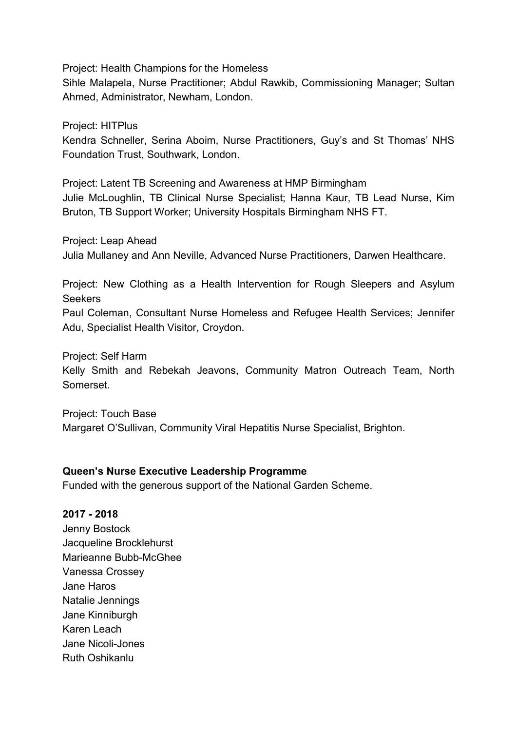Project: Health Champions for the Homeless
Sihle Malapela, Nurse Practitioner; Abdul Rawkib, Commissioning Manager; Sultan Ahmed, Administrator, Newham, London.

Project: HITPlus
Kendra Schneller, Serina Aboim, Nurse Practitioners, Guy's and St Thomas' NHS Foundation Trust, Southwark, London.

Project: Latent TB Screening and Awareness at HMP Birmingham
Julie McLoughlin, TB Clinical Nurse Specialist; Hanna Kaur, TB Lead Nurse, Kim Bruton, TB Support Worker; University Hospitals Birmingham NHS FT.

Project: Leap Ahead
Julia Mullaney and Ann Neville, Advanced Nurse Practitioners, Darwen Healthcare.

Project: New Clothing as a Health Intervention for Rough Sleepers and Asylum Seekers
Paul Coleman, Consultant Nurse Homeless and Refugee Health Services; Jennifer Adu, Specialist Health Visitor, Croydon.

Project: Self Harm
Kelly Smith and Rebekah Jeavons, Community Matron Outreach Team, North Somerset.

Project: Touch Base
Margaret O'Sullivan, Community Viral Hepatitis Nurse Specialist, Brighton.

**Queen's Nurse Executive Leadership Programme**

Funded with the generous support of the National Garden Scheme.

**2017 - 2018**

Jenny Bostock
Jacqueline Brocklehurst
Marieanne Bubb-McGhee
Vanessa Crossey
Jane Haros
Natalie Jennings
Jane Kinniburgh
Karen Leach
Jane Nicoli-Jones
Ruth Oshikanlu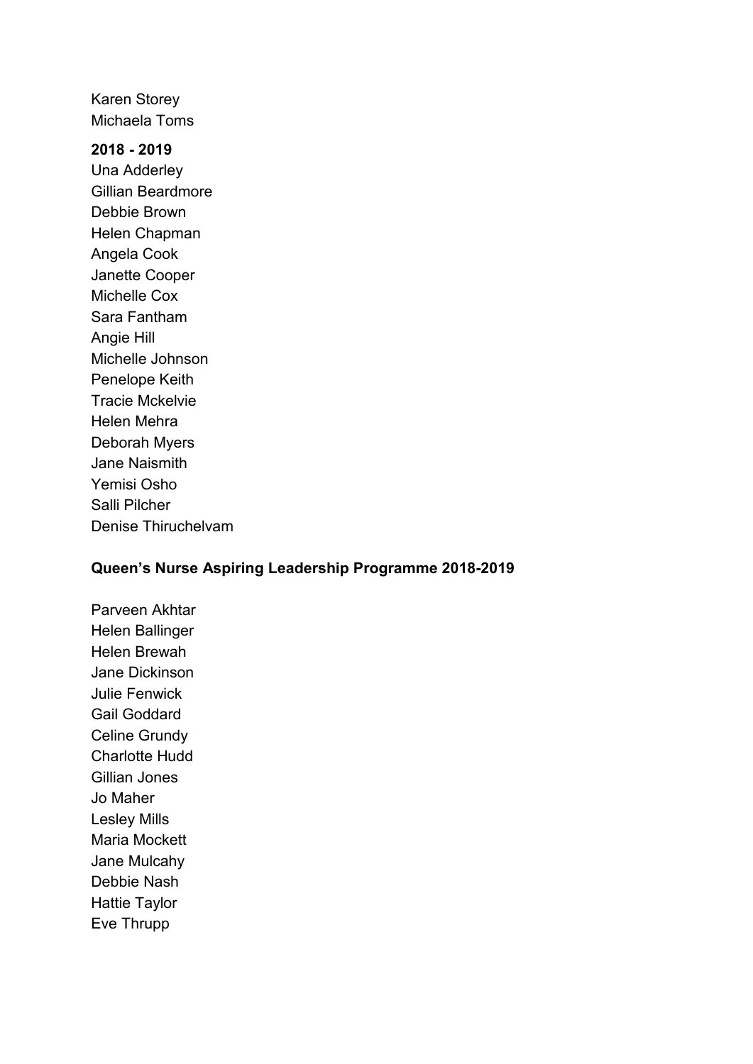Karen Storey
Michaela Toms

**2018 - 2019**

Una Adderley
Gillian Beardmore
Debbie Brown
Helen Chapman
Angela Cook
Janette Cooper
Michelle Cox
Sara Fantham
Angie Hill
Michelle Johnson
Penelope Keith
Tracie Mckelvie
Helen Mehra
Deborah Myers
Jane Naismith
Yemisi Osho
Salli Pilcher
Denise Thiruchelvam

**Queen's Nurse Aspiring Leadership Programme 2018-2019**

Parveen Akhtar
Helen Ballinger
Helen Brewah
Jane Dickinson
Julie Fenwick
Gail Goddard
Celine Grundy
Charlotte Hudd
Gillian Jones
Jo Maher
Lesley Mills
Maria Mockett
Jane Mulcahy
Debbie Nash
Hattie Taylor
Eve Thrupp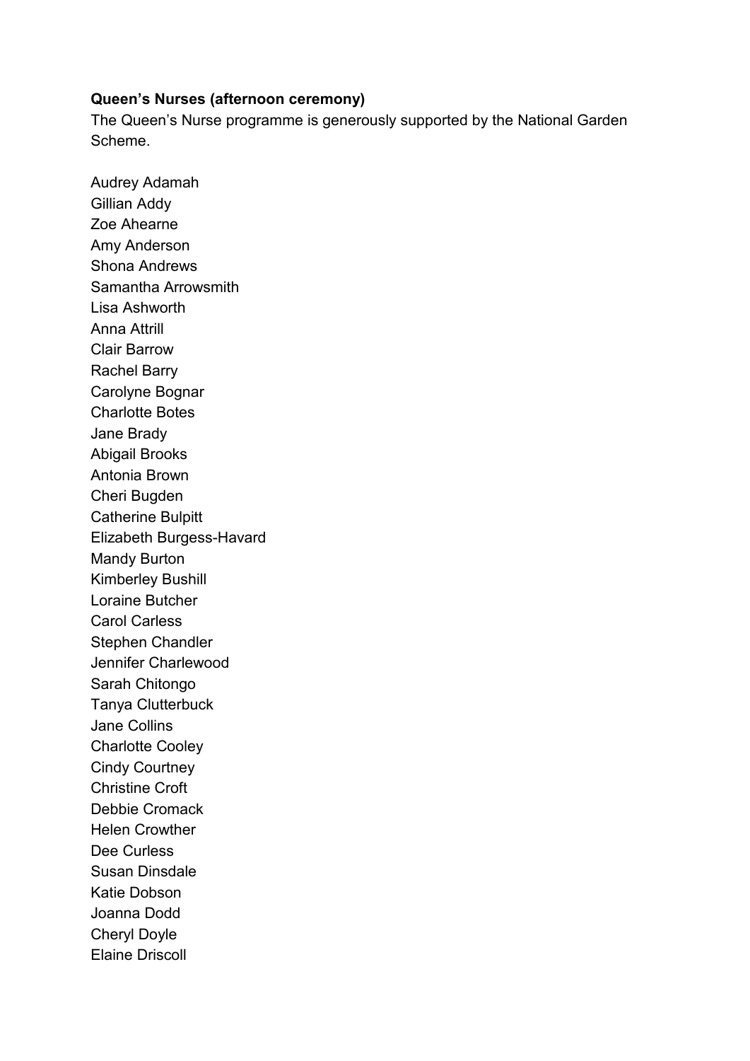**Queen's Nurses (afternoon ceremony)**

The Queen's Nurse programme is generously supported by the National Garden Scheme.

Audrey Adamah
Gillian Addy
Zoe Ahearne
Amy Anderson
Shona Andrews
Samantha Arrowsmith
Lisa Ashworth
Anna Attrill
Clair Barrow
Rachel Barry
Carolyne Bognar
Charlotte Botes
Jane Brady
Abigail Brooks
Antonia Brown
Cheri Bugden
Catherine Bulpitt
Elizabeth Burgess-Havard
Mandy Burton
Kimberley Bushill
Loraine Butcher
Carol Carless
Stephen Chandler
Jennifer Charlewood
Sarah Chitongo
Tanya Clutterbuck
Jane Collins
Charlotte Cooley
Cindy Courtney
Christine Croft
Debbie Cromack
Helen Crowther
Dee Curless
Susan Dinsdale
Katie Dobson
Joanna Dodd
Cheryl Doyle
Elaine Driscoll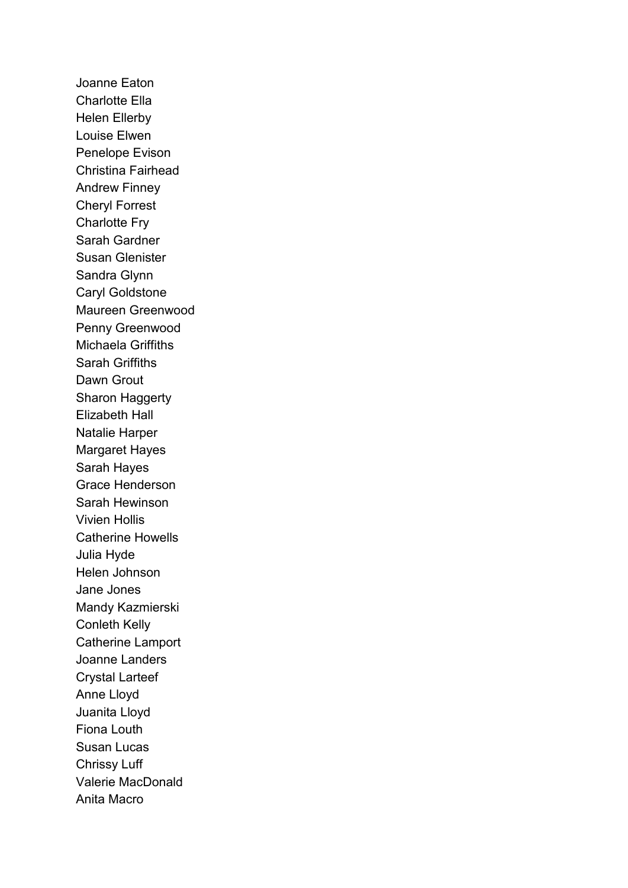Joanne Eaton
Charlotte Ella
Helen Ellerby
Louise Elwen
Penelope Evison
Christina Fairhead
Andrew Finney
Cheryl Forrest
Charlotte Fry
Sarah Gardner
Susan Glenister
Sandra Glynn
Caryl Goldstone
Maureen Greenwood
Penny Greenwood
Michaela Griffiths
Sarah Griffiths
Dawn Grout
Sharon Haggerty
Elizabeth Hall
Natalie Harper
Margaret Hayes
Sarah Hayes
Grace Henderson
Sarah Hewinson
Vivien Hollis
Catherine Howells
Julia Hyde
Helen Johnson
Jane Jones
Mandy Kazmierski
Conleth Kelly
Catherine Lamport
Joanne Landers
Crystal Larteef
Anne Lloyd
Juanita Lloyd
Fiona Louth
Susan Lucas
Chrissy Luff
Valerie MacDonald
Anita Macro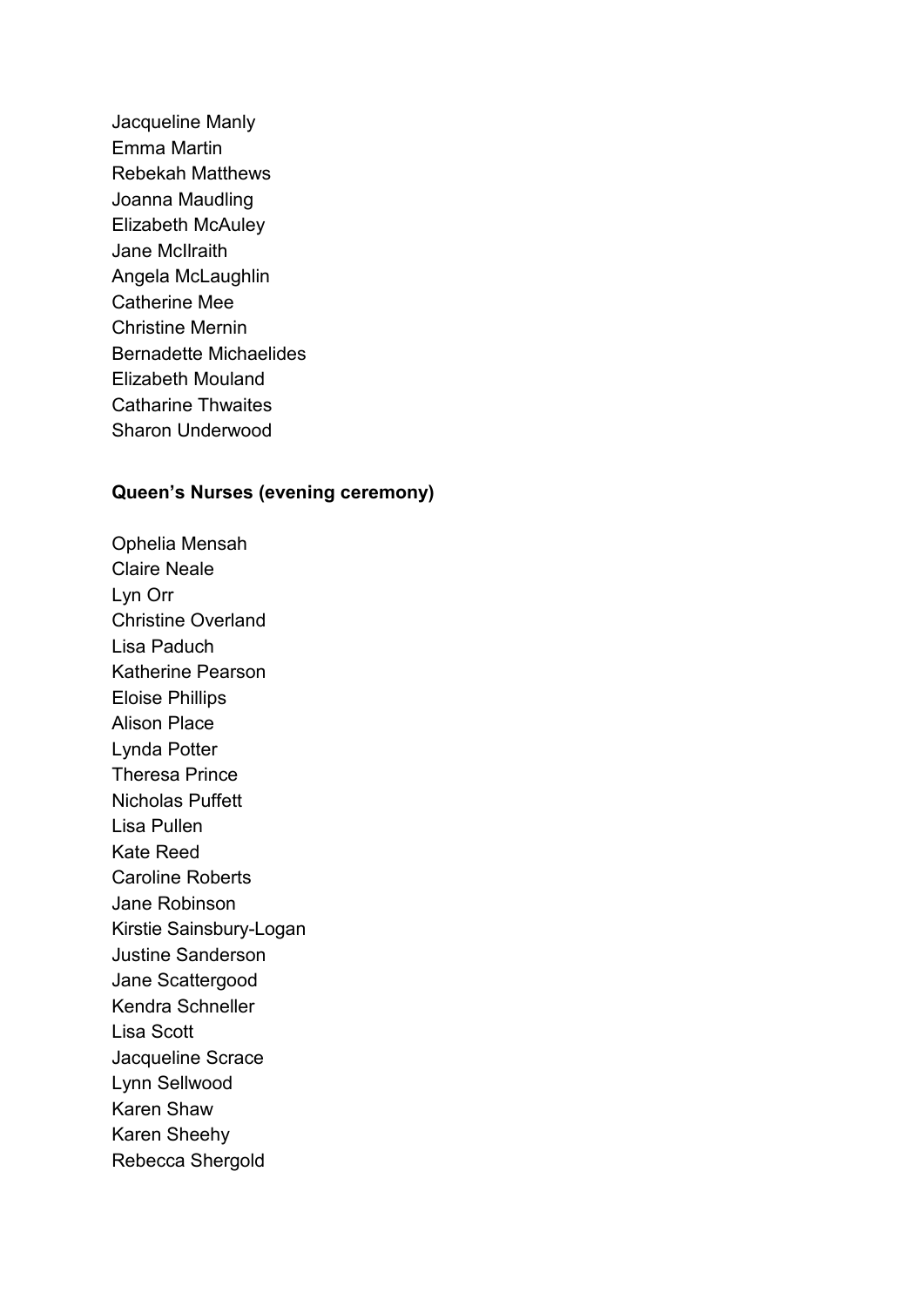Jacqueline Manly
Emma Martin
Rebekah Matthews
Joanna Maudling
Elizabeth McAuley
Jane McIlraith
Angela McLaughlin
Catherine Mee
Christine Mernin
Bernadette Michaelides
Elizabeth Mouland
Catharine Thwaites
Sharon Underwood

**Queen's Nurses (evening ceremony)**

Ophelia Mensah
Claire Neale
Lyn Orr
Christine Overland
Lisa Paduch
Katherine Pearson
Eloise Phillips
Alison Place
Lynda Potter
Theresa Prince
Nicholas Puffett
Lisa Pullen
Kate Reed
Caroline Roberts
Jane Robinson
Kirstie Sainsbury-Logan
Justine Sanderson
Jane Scattergood
Kendra Schneller
Lisa Scott
Jacqueline Scrace
Lynn Sellwood
Karen Shaw
Karen Sheehy
Rebecca Shergold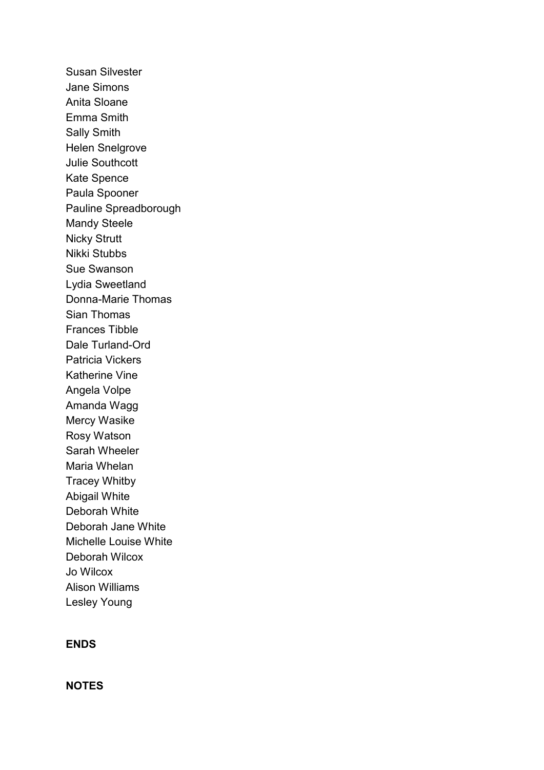Susan Silvester
Jane Simons
Anita Sloane
Emma Smith
Sally Smith
Helen Snelgrove
Julie Southcott
Kate Spence
Paula Spooner
Pauline Spreadborough
Mandy Steele
Nicky Strutt
Nikki Stubbs
Sue Swanson
Lydia Sweetland
Donna-Marie Thomas
Sian Thomas
Frances Tibble
Dale Turland-Ord
Patricia Vickers
Katherine Vine
Angela Volpe
Amanda Wagg
Mercy Wasike
Rosy Watson
Sarah Wheeler
Maria Whelan
Tracey Whitby
Abigail White
Deborah White
Deborah Jane White
Michelle Louise White
Deborah Wilcox
Jo Wilcox
Alison Williams
Lesley Young

**ENDS**

**NOTES**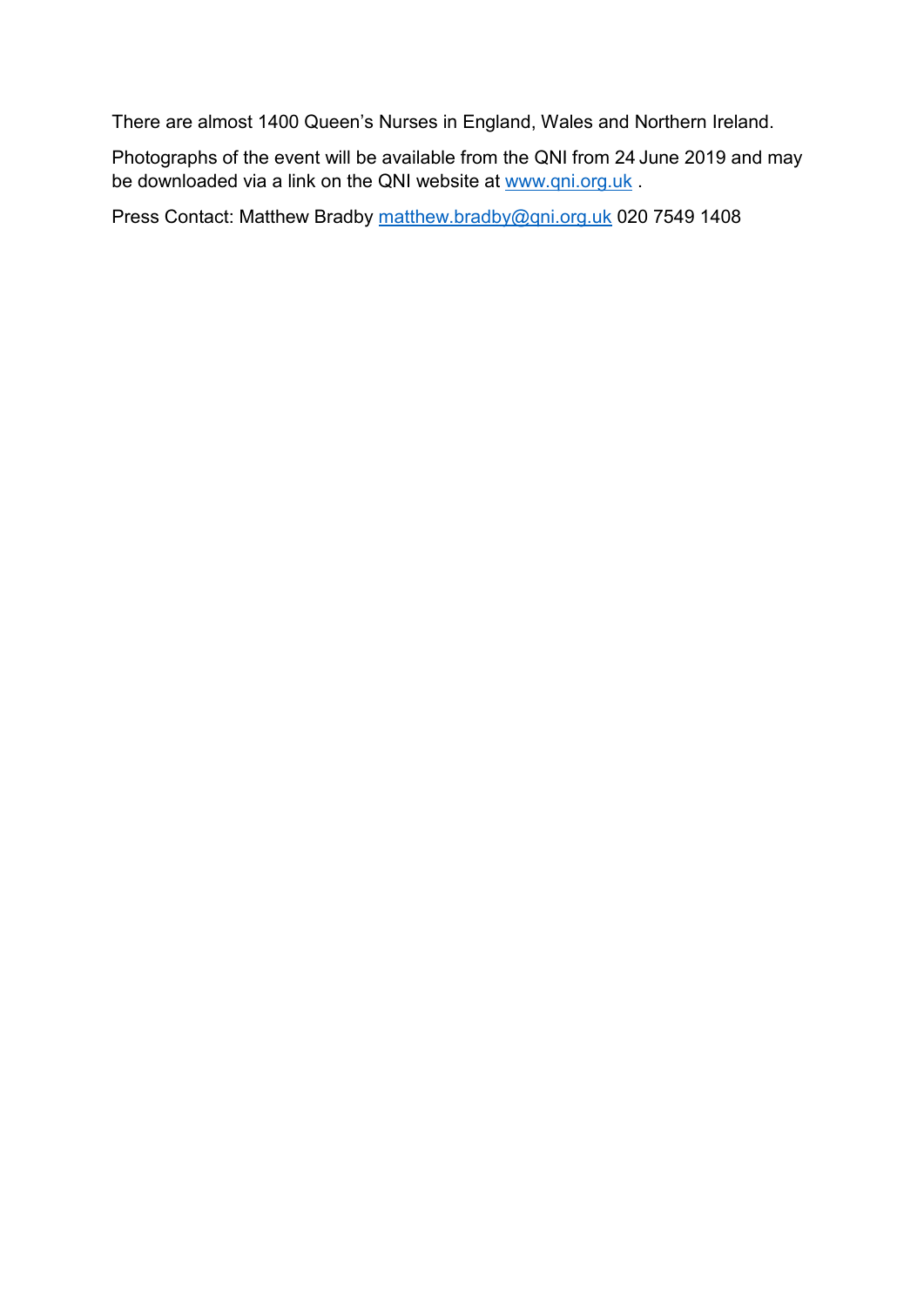There are almost 1400 Queen's Nurses in England, Wales and Northern Ireland.

Photographs of the event will be available from the QNI from 24 June 2019 and may be downloaded via a link on the QNI website at [www.qni.org.uk](http://www.qni.org.uk) .

Press Contact: Matthew Bradby [matthew.bradby@qni.org.uk](mailto:matthew.bradby@qni.org.uk) 020 7549 1408